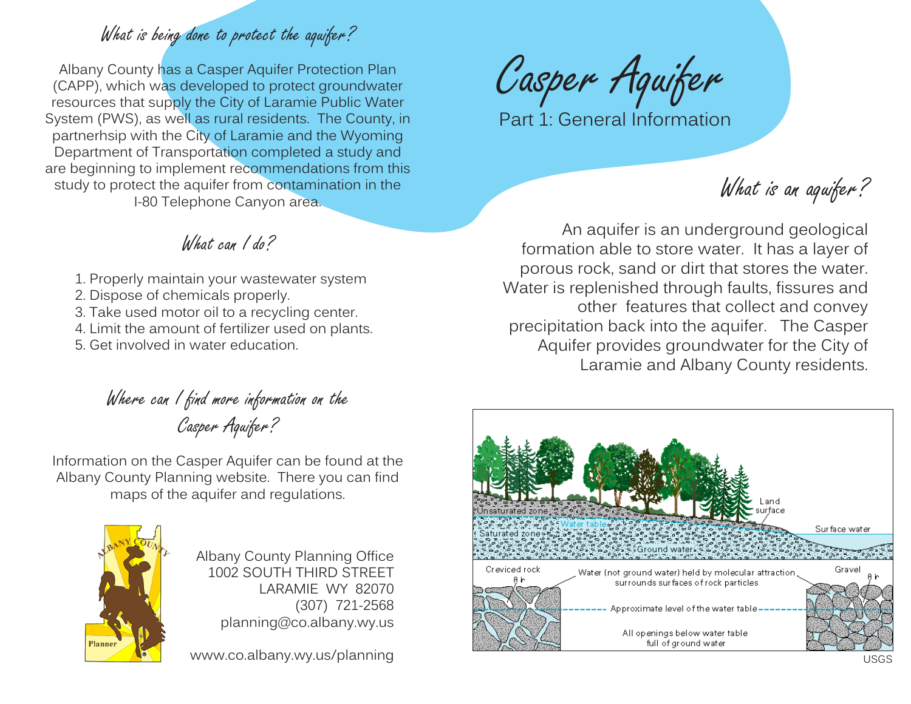# Casper Aquifer

Part 1: General Information

## What is an aquifer?

An aquifer is an underground geological formation able to store water. It has a layer of porous rock, sand or dirt that stores the water. Water is replenished through faults, fissures and other features that collect and convey precipitation back into the aquifer. The Casper Aquifer provides groundwater for the City of Laramie and Albany County residents.

Land surface
Unsaturated zone
Water table
Surface water
Saturated zone
Ground water
Creviced rock
Air
Water (not ground water) held by molecular attraction surrounds surfaces of rock particles
Gravel
Air
Approximate level of the water table
All openings below water table full of ground water

USGS

## What is being done to protect the aquifer?

Albany County has a Casper Aquifer Protection Plan (CAPP), which was developed to protect groundwater resources that supply the City of Laramie Public Water System (PWS), as well as rural residents. The County, in partnerhsip with the City of Laramie and the Wyoming Department of Transportation completed a study and are beginning to implement recommendations from this study to protect the aquifer from contamination in the I-80 Telephone Canyon area.

## What can I do?

1. Properly maintain your wastewater system
2. Dispose of chemicals properly.
3. Take used motor oil to a recycling center.
4. Limit the amount of fertilizer used on plants.
5. Get involved in water education.

## Where can I find more information on the Casper Aquifer?

Information on the Casper Aquifer can be found at the Albany County Planning website. There you can find maps of the aquifer and regulations.

ALBANY COUNTY
Planner

Albany County Planning Office
1002 SOUTH THIRD STREET
LARAMIE WY 82070
(307) 721-2568
planning@co.albany.wy.us

www.co.albany.wy.us/planning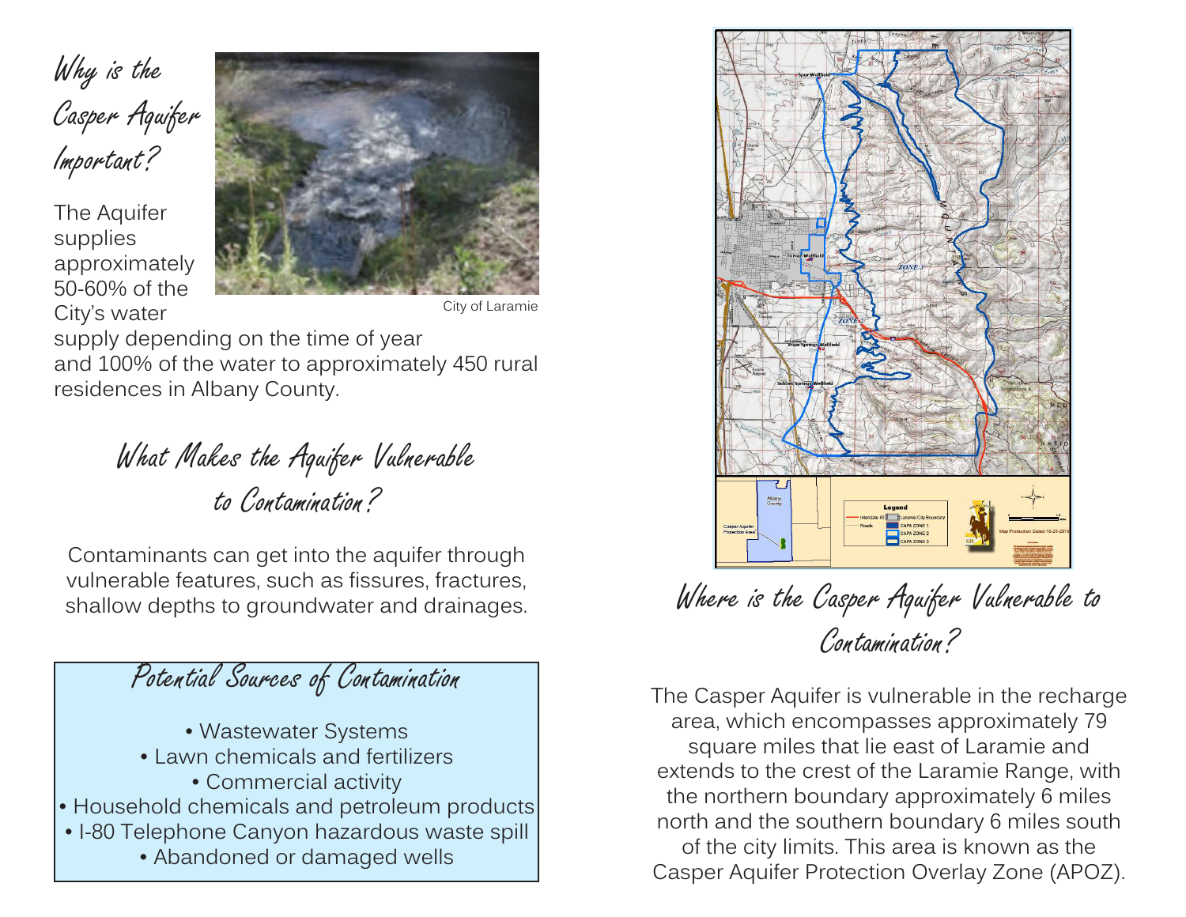## Why is the Casper Aquifer Important?

The Aquifer supplies approximately 50-60% of the City's water supply depending on the time of year and 100% of the water to approximately 450 rural residences in Albany County.

City of Laramie

## What Makes the Aquifer Vulnerable to Contamination?

Contaminants can get into the aquifer through vulnerable features, such as fissures, fractures, shallow depths to groundwater and drainages.

### Potential Sources of Contamination

- Wastewater Systems
- Lawn chemicals and fertilizers
- Commercial activity
- Household chemicals and petroleum products
- I-80 Telephone Canyon hazardous waste spill
- Abandoned or damaged wells

## Where is the Casper Aquifer Vulnerable to Contamination?

The Casper Aquifer is vulnerable in the recharge area, which encompasses approximately 79 square miles that lie east of Laramie and extends to the crest of the Laramie Range, with the northern boundary approximately 6 miles north and the southern boundary 6 miles south of the city limits. This area is known as the Casper Aquifer Protection Overlay Zone (APOZ).